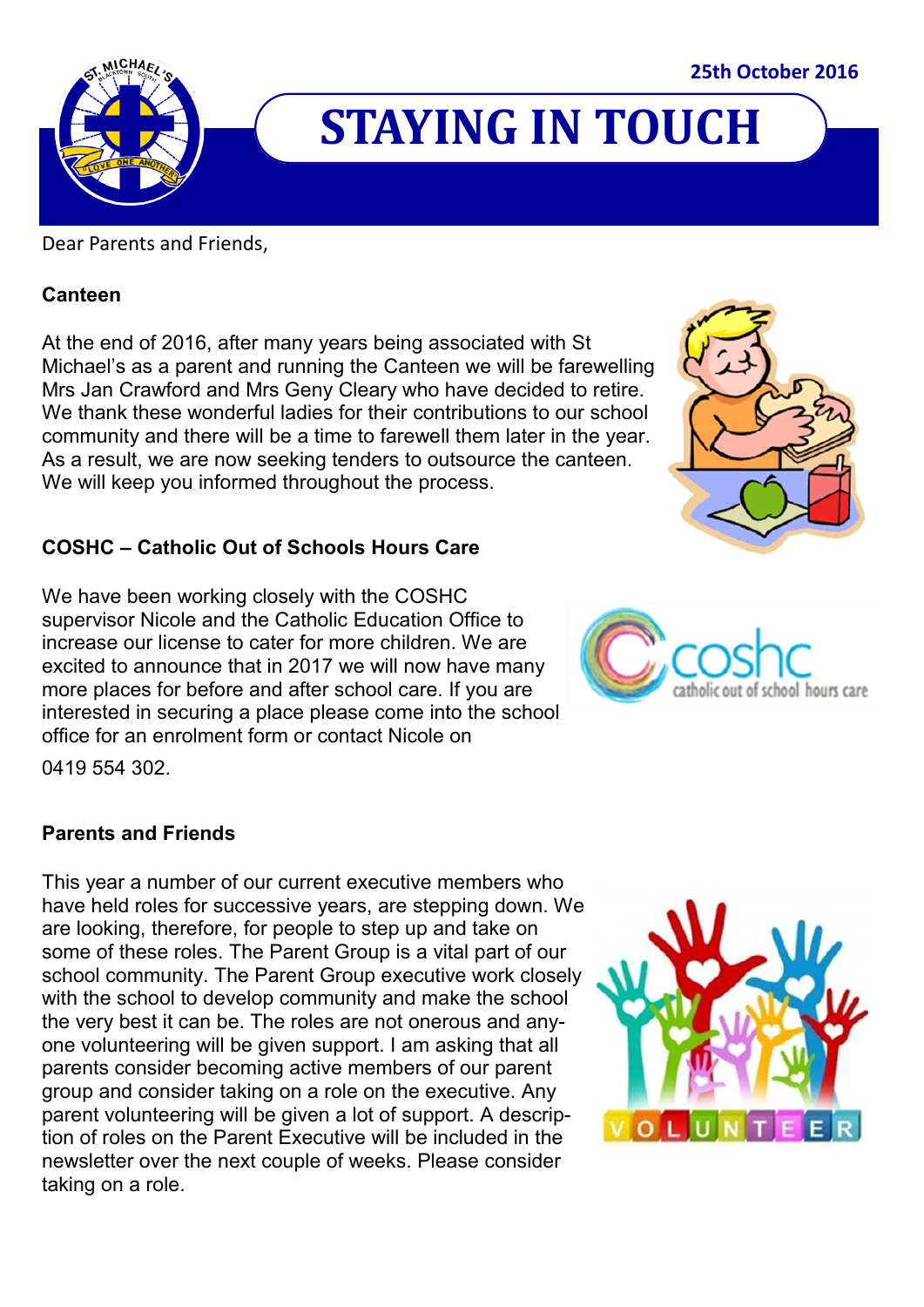25th October 2016

# STAYING IN TOUCH

Dear Parents and Friends,

**Canteen**

At the end of 2016, after many years being associated with St Michael's as a parent and running the Canteen we will be farewelling Mrs Jan Crawford and Mrs Geny Cleary who have decided to retire. We thank these wonderful ladies for their contributions to our school community and there will be a time to farewell them later in the year. As a result, we are now seeking tenders to outsource the canteen. We will keep you informed throughout the process.

**COSHC – Catholic Out of Schools Hours Care**

We have been working closely with the COSHC supervisor Nicole and the Catholic Education Office to increase our license to cater for more children. We are excited to announce that in 2017 we will now have many more places for before and after school care. If you are interested in securing a place please come into the school office for an enrolment form or contact Nicole on 0419 554 302.

**Parents and Friends**

This year a number of our current executive members who have held roles for successive years, are stepping down. We are looking, therefore, for people to step up and take on some of these roles. The Parent Group is a vital part of our school community. The Parent Group executive work closely with the school to develop community and make the school the very best it can be. The roles are not onerous and anyone volunteering will be given support. I am asking that all parents consider becoming active members of our parent group and consider taking on a role on the executive. Any parent volunteering will be given a lot of support. A description of roles on the Parent Executive will be included in the newsletter over the next couple of weeks. Please consider taking on a role.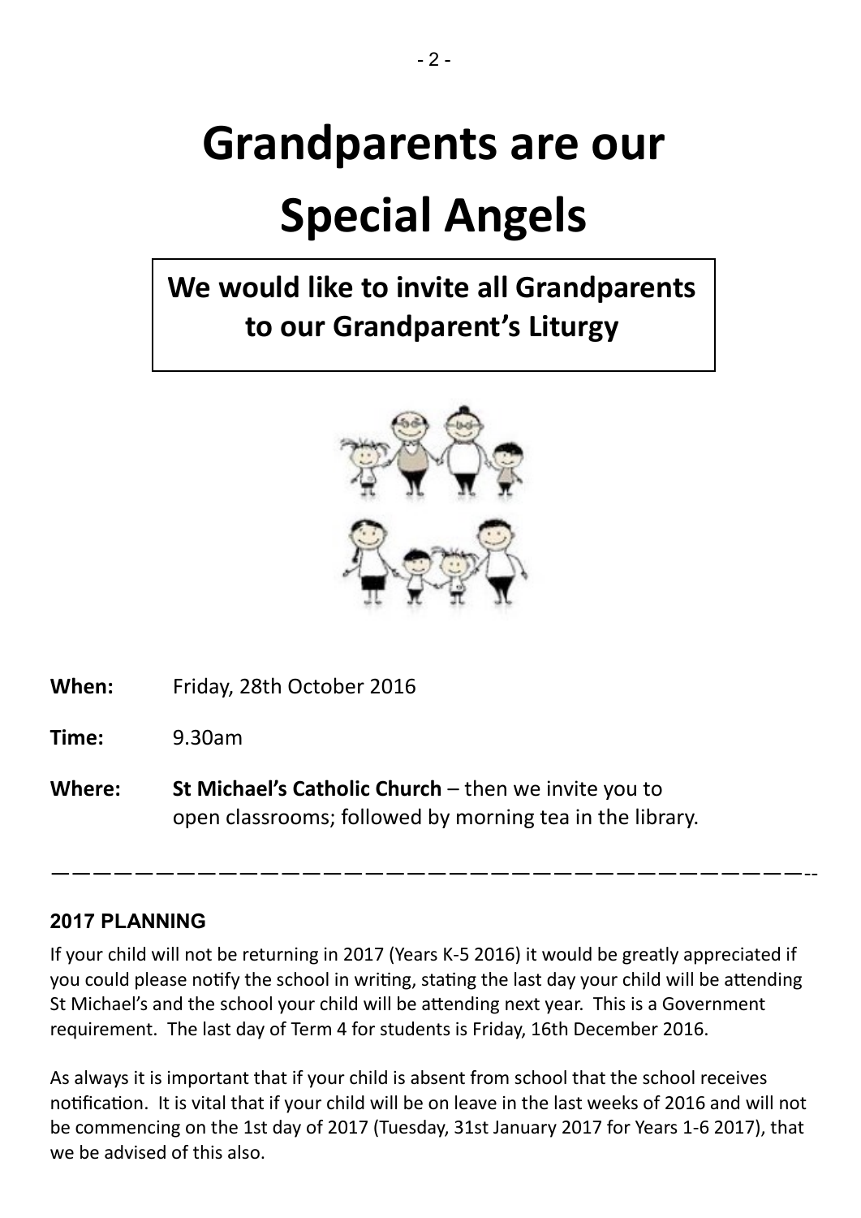# Grandparents are our Special Angels

**We would like to invite all Grandparents to our Grandparent's Liturgy**

**When:** Friday, 28th October 2016

**Time:** 9.30am

**Where:** **St Michael's Catholic Church** – then we invite you to open classrooms; followed by morning tea in the library.

---

## 2017 PLANNING

If your child will not be returning in 2017 (Years K-5 2016) it would be greatly appreciated if you could please notify the school in writing, stating the last day your child will be attending St Michael's and the school your child will be attending next year. This is a Government requirement. The last day of Term 4 for students is Friday, 16th December 2016.

As always it is important that if your child is absent from school that the school receives notification. It is vital that if your child will be on leave in the last weeks of 2016 and will not be commencing on the 1st day of 2017 (Tuesday, 31st January 2017 for Years 1-6 2017), that we be advised of this also.